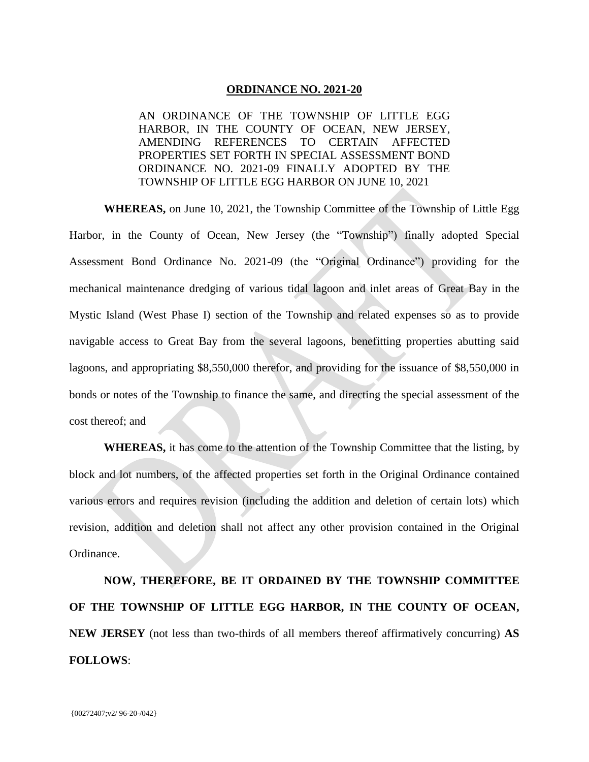**ORDINANCE NO. 2021-20**

AN ORDINANCE OF THE TOWNSHIP OF LITTLE EGG HARBOR, IN THE COUNTY OF OCEAN, NEW JERSEY, AMENDING REFERENCES TO CERTAIN AFFECTED PROPERTIES SET FORTH IN SPECIAL ASSESSMENT BOND ORDINANCE NO. 2021-09 FINALLY ADOPTED BY THE TOWNSHIP OF LITTLE EGG HARBOR ON JUNE 10, 2021

**WHEREAS,** on June 10, 2021, the Township Committee of the Township of Little Egg Harbor, in the County of Ocean, New Jersey (the "Township") finally adopted Special Assessment Bond Ordinance No. 2021-09 (the "Original Ordinance") providing for the mechanical maintenance dredging of various tidal lagoon and inlet areas of Great Bay in the Mystic Island (West Phase I) section of the Township and related expenses so as to provide navigable access to Great Bay from the several lagoons, benefitting properties abutting said lagoons, and appropriating $8,550,000 therefor, and providing for the issuance of $8,550,000 in bonds or notes of the Township to finance the same, and directing the special assessment of the cost thereof; and

**WHEREAS,** it has come to the attention of the Township Committee that the listing, by block and lot numbers, of the affected properties set forth in the Original Ordinance contained various errors and requires revision (including the addition and deletion of certain lots) which revision, addition and deletion shall not affect any other provision contained in the Original Ordinance.

**NOW, THEREFORE, BE IT ORDAINED BY THE TOWNSHIP COMMITTEE OF THE TOWNSHIP OF LITTLE EGG HARBOR, IN THE COUNTY OF OCEAN, NEW JERSEY** (not less than two-thirds of all members thereof affirmatively concurring) **AS FOLLOWS**:

{00272407;v2/ 96-20-/042}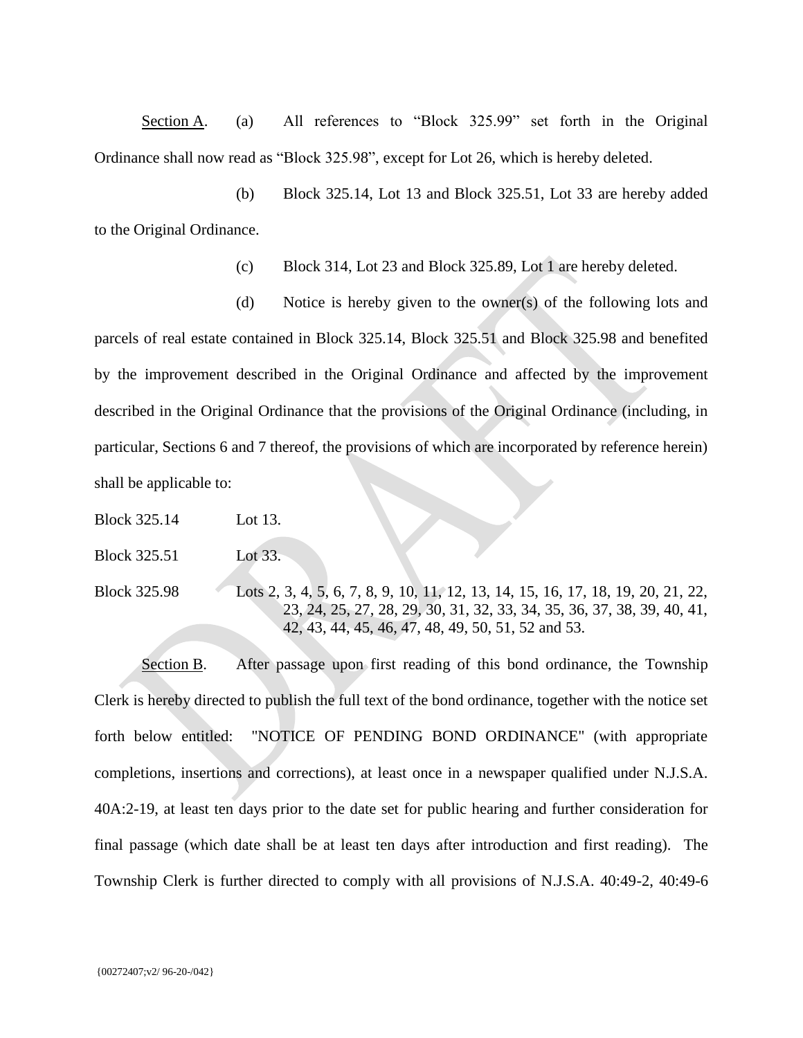Section A. (a) All references to "Block 325.99" set forth in the Original Ordinance shall now read as "Block 325.98", except for Lot 26, which is hereby deleted.

(b) Block 325.14, Lot 13 and Block 325.51, Lot 33 are hereby added to the Original Ordinance.

(c) Block 314, Lot 23 and Block 325.89, Lot 1 are hereby deleted.

(d) Notice is hereby given to the owner(s) of the following lots and parcels of real estate contained in Block 325.14, Block 325.51 and Block 325.98 and benefited by the improvement described in the Original Ordinance and affected by the improvement described in the Original Ordinance that the provisions of the Original Ordinance (including, in particular, Sections 6 and 7 thereof, the provisions of which are incorporated by reference herein) shall be applicable to:

| | |
|---|---|
| Block 325.14 | Lot 13. |
| Block 325.51 | Lot 33. |
| Block 325.98 | Lots 2, 3, 4, 5, 6, 7, 8, 9, 10, 11, 12, 13, 14, 15, 16, 17, 18, 19, 20, 21, 22, 23, 24, 25, 27, 28, 29, 30, 31, 32, 33, 34, 35, 36, 37, 38, 39, 40, 41, 42, 43, 44, 45, 46, 47, 48, 49, 50, 51, 52 and 53. |

Section B. After passage upon first reading of this bond ordinance, the Township Clerk is hereby directed to publish the full text of the bond ordinance, together with the notice set forth below entitled: "NOTICE OF PENDING BOND ORDINANCE" (with appropriate completions, insertions and corrections), at least once in a newspaper qualified under N.J.S.A. 40A:2-19, at least ten days prior to the date set for public hearing and further consideration for final passage (which date shall be at least ten days after introduction and first reading). The Township Clerk is further directed to comply with all provisions of N.J.S.A. 40:49-2, 40:49-6

{00272407;v2/ 96-20-/042}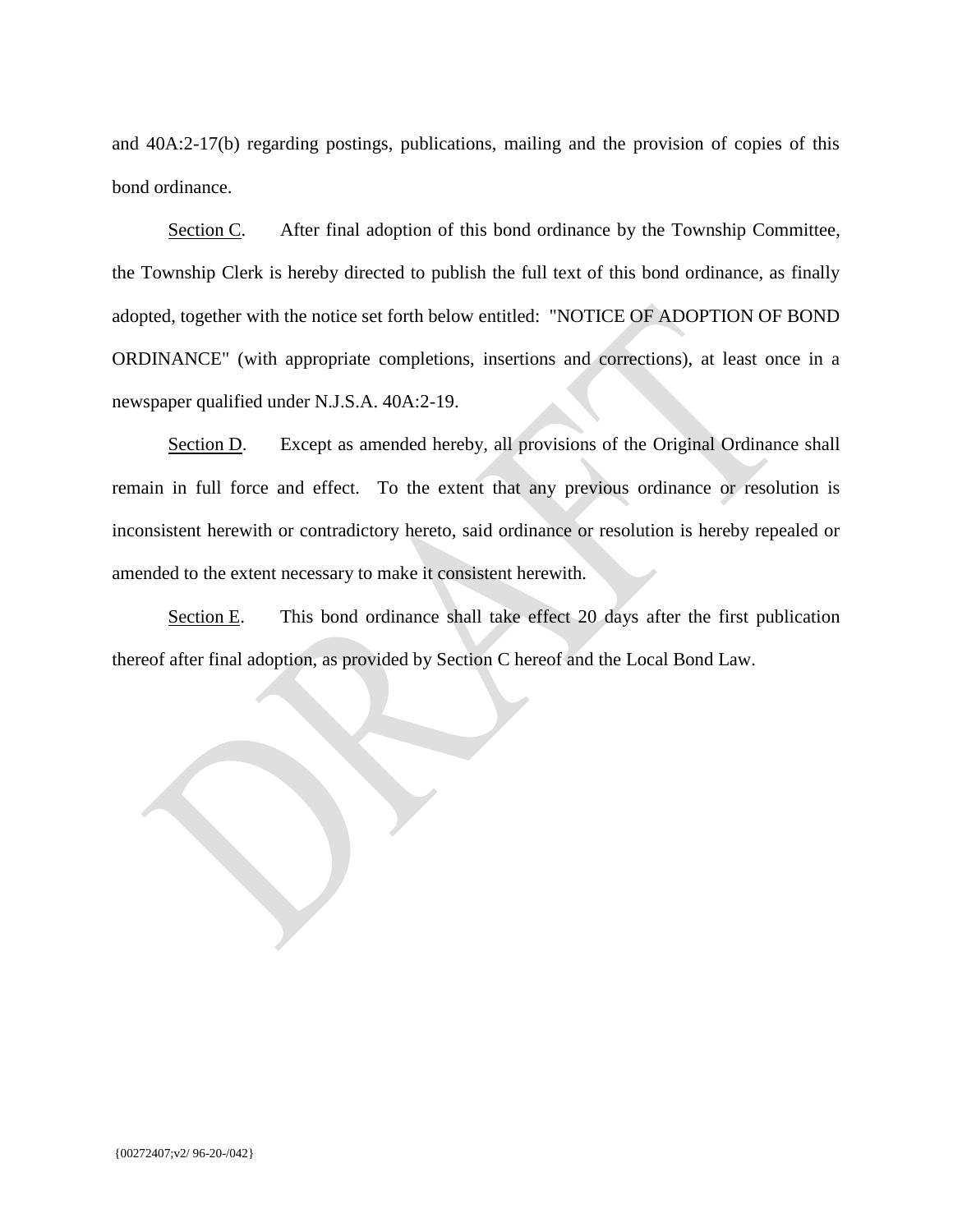and 40A:2-17(b) regarding postings, publications, mailing and the provision of copies of this bond ordinance.

Section C. After final adoption of this bond ordinance by the Township Committee, the Township Clerk is hereby directed to publish the full text of this bond ordinance, as finally adopted, together with the notice set forth below entitled: "NOTICE OF ADOPTION OF BOND ORDINANCE" (with appropriate completions, insertions and corrections), at least once in a newspaper qualified under N.J.S.A. 40A:2-19.

Section D. Except as amended hereby, all provisions of the Original Ordinance shall remain in full force and effect. To the extent that any previous ordinance or resolution is inconsistent herewith or contradictory hereto, said ordinance or resolution is hereby repealed or amended to the extent necessary to make it consistent herewith.

Section E. This bond ordinance shall take effect 20 days after the first publication thereof after final adoption, as provided by Section C hereof and the Local Bond Law.

{00272407;v2/ 96-20-/042}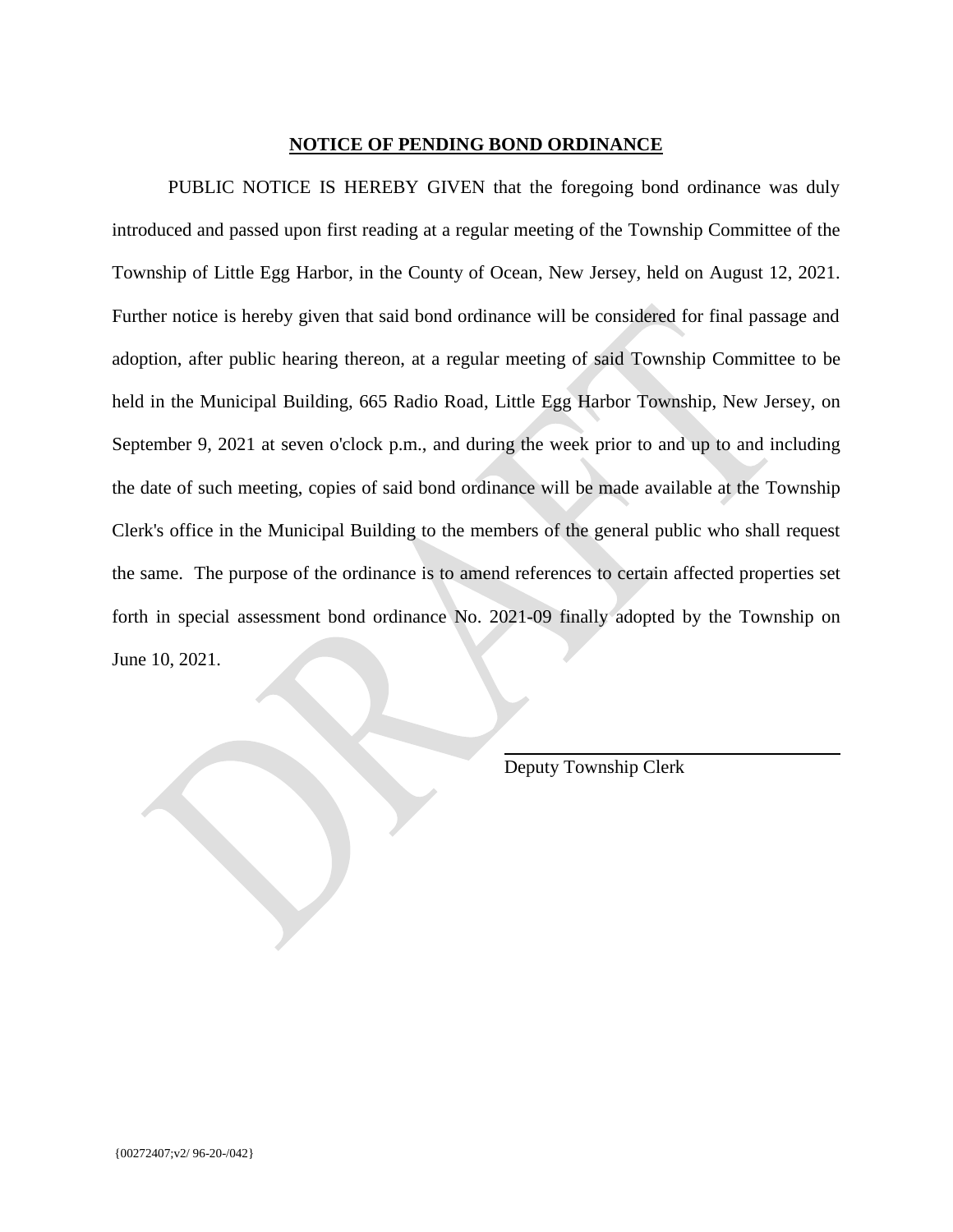**NOTICE OF PENDING BOND ORDINANCE**

PUBLIC NOTICE IS HEREBY GIVEN that the foregoing bond ordinance was duly introduced and passed upon first reading at a regular meeting of the Township Committee of the Township of Little Egg Harbor, in the County of Ocean, New Jersey, held on August 12, 2021. Further notice is hereby given that said bond ordinance will be considered for final passage and adoption, after public hearing thereon, at a regular meeting of said Township Committee to be held in the Municipal Building, 665 Radio Road, Little Egg Harbor Township, New Jersey, on September 9, 2021 at seven o'clock p.m., and during the week prior to and up to and including the date of such meeting, copies of said bond ordinance will be made available at the Township Clerk's office in the Municipal Building to the members of the general public who shall request the same. The purpose of the ordinance is to amend references to certain affected properties set forth in special assessment bond ordinance No. 2021-09 finally adopted by the Township on June 10, 2021.

\_\_\_\_\_\_\_\_\_\_\_\_\_\_\_\_\_\_\_\_\_\_\_\_\_\_\_\_\_\_\_\_

Deputy Township Clerk

{00272407;v2/ 96-20-/042}